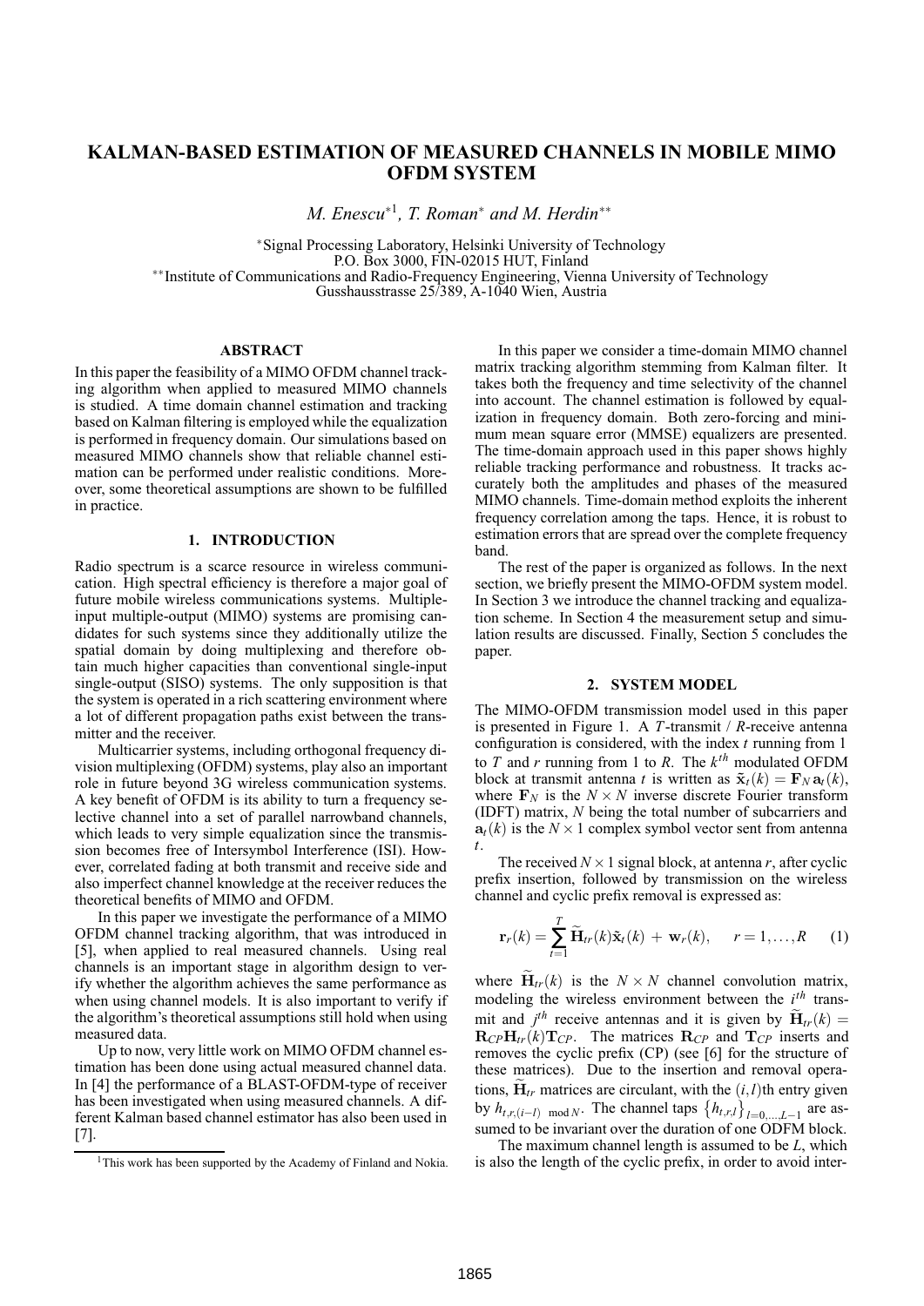# KALMAN-BASED ESTIMATION OF MEASURED CHANNELS IN MOBILE MIMO OFDM SYSTEM

*M. Enescu*[*1], *T. Roman*[*] *and M. Herdin*[**]

[*]Signal Processing Laboratory, Helsinki University of Technology
P.O. Box 3000, FIN-02015 HUT, Finland
[**]Institute of Communications and Radio-Frequency Engineering, Vienna University of Technology
Gusshausstrasse 25/389, A-1040 Wien, Austria

## ABSTRACT

In this paper the feasibility of a MIMO OFDM channel tracking algorithm when applied to measured MIMO channels is studied. A time domain channel estimation and tracking based on Kalman filtering is employed while the equalization is performed in frequency domain. Our simulations based on measured MIMO channels show that reliable channel estimation can be performed under realistic conditions. Moreover, some theoretical assumptions are shown to be fulfilled in practice.

## 1. INTRODUCTION

Radio spectrum is a scarce resource in wireless communication. High spectral efficiency is therefore a major goal of future mobile wireless communications systems. Multiple-input multiple-output (MIMO) systems are promising candidates for such systems since they additionally utilize the spatial domain by doing multiplexing and therefore obtain much higher capacities than conventional single-input single-output (SISO) systems. The only supposition is that the system is operated in a rich scattering environment where a lot of different propagation paths exist between the transmitter and the receiver.

Multicarrier systems, including orthogonal frequency division multiplexing (OFDM) systems, play also an important role in future beyond 3G wireless communication systems. A key benefit of OFDM is its ability to turn a frequency selective channel into a set of parallel narrowband channels, which leads to very simple equalization since the transmission becomes free of Intersymbol Interference (ISI). However, correlated fading at both transmit and receive side and also imperfect channel knowledge at the receiver reduces the theoretical benefits of MIMO and OFDM.

In this paper we investigate the performance of a MIMO OFDM channel tracking algorithm, that was introduced in [5], when applied to real measured channels. Using real channels is an important stage in algorithm design to verify whether the algorithm achieves the same performance as when using channel models. It is also important to verify if the algorithm's theoretical assumptions still hold when using measured data.

Up to now, very little work on MIMO OFDM channel estimation has been done using actual measured channel data. In [4] the performance of a BLAST-OFDM-type of receiver has been investigated when using measured channels. A different Kalman based channel estimator has also been used in [7].

In this paper we consider a time-domain MIMO channel matrix tracking algorithm stemming from Kalman filter. It takes both the frequency and time selectivity of the channel into account. The channel estimation is followed by equalization in frequency domain. Both zero-forcing and minimum mean square error (MMSE) equalizers are presented. The time-domain approach used in this paper shows highly reliable tracking performance and robustness. It tracks accurately both the amplitudes and phases of the measured MIMO channels. Time-domain method exploits the inherent frequency correlation among the taps. Hence, it is robust to estimation errors that are spread over the complete frequency band.

The rest of the paper is organized as follows. In the next section, we briefly present the MIMO-OFDM system model. In Section 3 we introduce the channel tracking and equalization scheme. In Section 4 the measurement setup and simulation results are discussed. Finally, Section 5 concludes the paper.

## 2. SYSTEM MODEL

The MIMO-OFDM transmission model used in this paper is presented in Figure 1. A $T$-transmit / $R$-receive antenna configuration is considered, with the index $t$ running from 1 to $T$ and $r$ running from 1 to $R$. The $k^{th}$ modulated OFDM block at transmit antenna $t$ is written as $\tilde{\mathbf{x}}_t(k) = \mathbf{F}_N \mathbf{a}_t(k)$, where $\mathbf{F}_N$ is the $N \times N$ inverse discrete Fourier transform (IDFT) matrix, $N$ being the total number of subcarriers and $\mathbf{a}_t(k)$ is the $N \times 1$ complex symbol vector sent from antenna $t$.

The received $N \times 1$ signal block, at antenna $r$, after cyclic prefix insertion, followed by transmission on the wireless channel and cyclic prefix removal is expressed as:

$$\mathbf{r}_r(k) = \sum_{t=1}^{T} \widetilde{\mathbf{H}}_{tr}(k)\tilde{\mathbf{x}}_t(k) \;+\; \mathbf{w}_r(k), \qquad r = 1, \ldots, R \qquad (1)$$

where $\widetilde{\mathbf{H}}_{tr}(k)$ is the $N \times N$ channel convolution matrix, modeling the wireless environment between the $i^{th}$ transmit and $j^{th}$ receive antennas and it is given by $\widetilde{\mathbf{H}}_{tr}(k) = \mathbf{R}_{CP}\mathbf{H}_{tr}(k)\mathbf{T}_{CP}$. The matrices $\mathbf{R}_{CP}$ and $\mathbf{T}_{CP}$ inserts and removes the cyclic prefix (CP) (see [6] for the structure of these matrices). Due to the insertion and removal operations, $\widetilde{\mathbf{H}}_{tr}$ matrices are circulant, with the $(i,l)$th entry given by $h_{t,r,(i-l) \mod N}$. The channel taps $\left\{h_{t,r,l}\right\}_{l=0,\ldots,L-1}$ are assumed to be invariant over the duration of one ODFM block.

The maximum channel length is assumed to be $L$, which is also the length of the cyclic prefix, in order to avoid inter-

[1]This work has been supported by the Academy of Finland and Nokia.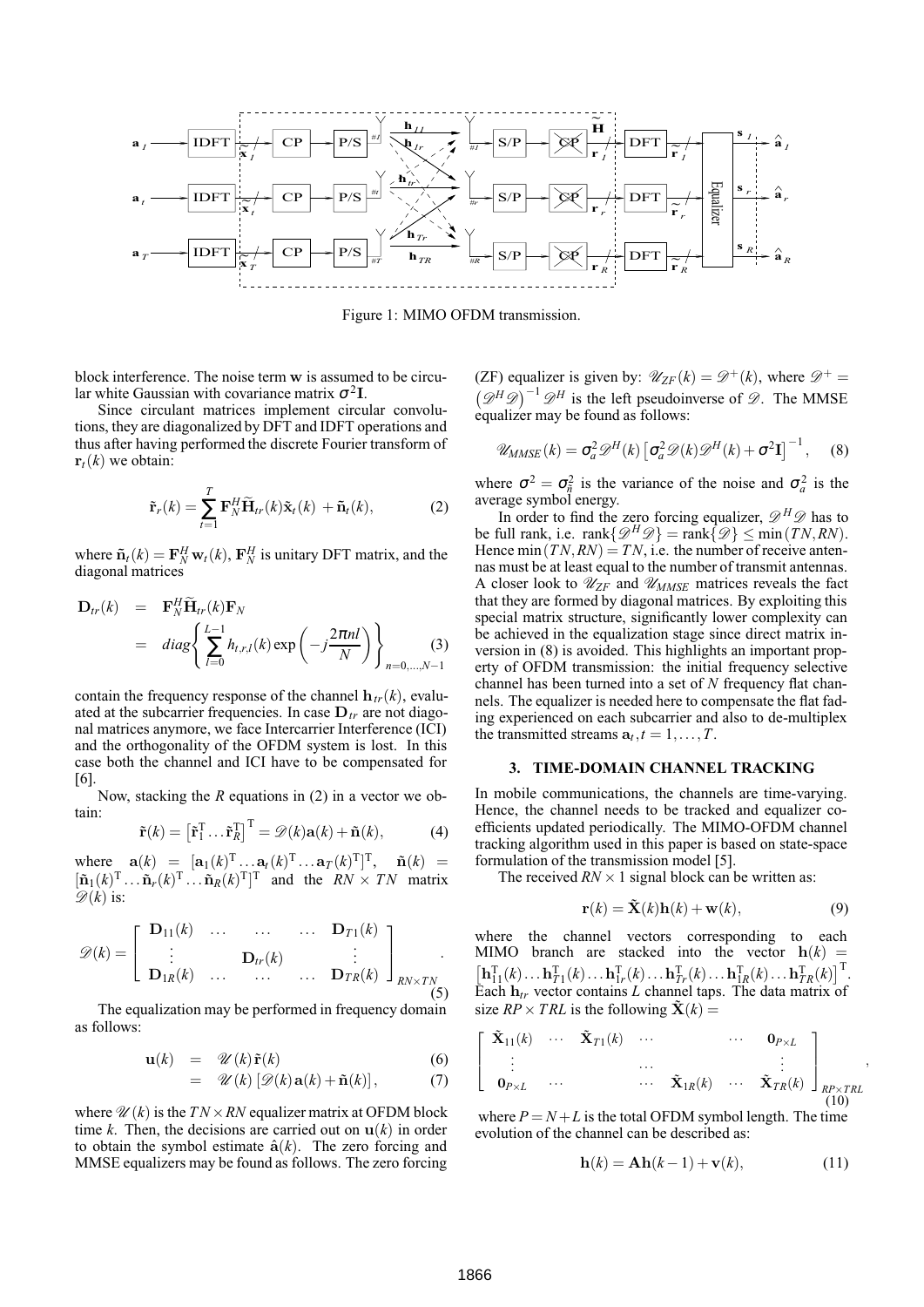Figure 1: MIMO OFDM transmission.

block interference. The noise term $\mathbf{w}$ is assumed to be circular white Gaussian with covariance matrix $\sigma^2\mathbf{I}$.

Since circulant matrices implement circular convolutions, they are diagonalized by DFT and IDFT operations and thus after having performed the discrete Fourier transform of $\mathbf{r}_t(k)$ we obtain:

$$\tilde{\mathbf{r}}_r(k) = \sum_{t=1}^{T} \mathbf{F}_N^H \widetilde{\mathbf{H}}_{tr}(k)\tilde{\mathbf{x}}_t(k) + \tilde{\mathbf{n}}_t(k), \tag{2}$$

where $\tilde{\mathbf{n}}_t(k) = \mathbf{F}_N^H \mathbf{w}_t(k)$, $\mathbf{F}_N^H$ is unitary DFT matrix, and the diagonal matrices

$$\begin{aligned}\mathbf{D}_{tr}(k) &= \mathbf{F}_N^H \widetilde{\mathbf{H}}_{tr}(k)\mathbf{F}_N \\ &= diag\left\{\sum_{l=0}^{L-1} h_{t,r,l}(k)\exp\left(-j\frac{2\pi nl}{N}\right)\right\}_{n=0,\dots,N-1}\end{aligned} \tag{3}$$

contain the frequency response of the channel $\mathbf{h}_{tr}(k)$, evaluated at the subcarrier frequencies. In case $\mathbf{D}_{tr}$ are not diagonal matrices anymore, we face Intercarrier Interference (ICI) and the orthogonality of the OFDM system is lost. In this case both the channel and ICI have to be compensated for [6].

Now, stacking the $R$ equations in (2) in a vector we obtain:

$$\tilde{\mathbf{r}}(k) = \left[\tilde{\mathbf{r}}_1^{\mathrm{T}} \dots \tilde{\mathbf{r}}_R^{\mathrm{T}}\right]^{\mathrm{T}} = \mathscr{D}(k)\mathbf{a}(k) + \tilde{\mathbf{n}}(k), \tag{4}$$

where $\mathbf{a}(k) = [\mathbf{a}_1(k)^{\mathrm{T}} \dots \mathbf{a}_t(k)^{\mathrm{T}} \dots \mathbf{a}_T(k)^{\mathrm{T}}]^{\mathrm{T}}$, $\tilde{\mathbf{n}}(k) = [\tilde{\mathbf{n}}_1(k)^{\mathrm{T}} \dots \tilde{\mathbf{n}}_r(k)^{\mathrm{T}} \dots \tilde{\mathbf{n}}_R(k)^{\mathrm{T}}]^{\mathrm{T}}$ and the $RN \times TN$ matrix $\mathscr{D}(k)$ is:

$$\mathscr{D}(k) = \begin{bmatrix} \mathbf{D}_{11}(k) & \dots & \dots & \dots & \mathbf{D}_{T1}(k) \\ \vdots & & \mathbf{D}_{tr}(k) & & \vdots \\ \mathbf{D}_{1R}(k) & \dots & \dots & \dots & \mathbf{D}_{TR}(k) \end{bmatrix}_{RN\times TN}. \tag{5}$$

The equalization may be performed in frequency domain as follows:

$$\begin{aligned}\mathbf{u}(k) &= \mathscr{U}(k)\tilde{\mathbf{r}}(k) && (6)\\ &= \mathscr{U}(k)\left[\mathscr{D}(k)\mathbf{a}(k) + \tilde{\mathbf{n}}(k)\right], && (7)\end{aligned}$$

where $\mathscr{U}(k)$ is the $TN \times RN$ equalizer matrix at OFDM block time $k$. Then, the decisions are carried out on $\mathbf{u}(k)$ in order to obtain the symbol estimate $\hat{\mathbf{a}}(k)$. The zero forcing and MMSE equalizers may be found as follows. The zero forcing (ZF) equalizer is given by: $\mathscr{U}_{ZF}(k) = \mathscr{D}^{+}(k)$, where $\mathscr{D}^{+} = \left(\mathscr{D}^H\mathscr{D}\right)^{-1}\mathscr{D}^H$ is the left pseudoinverse of $\mathscr{D}$. The MMSE equalizer may be found as follows:

$$\mathscr{U}_{MMSE}(k) = \sigma_a^2\mathscr{D}^H(k)\left[\sigma_a^2\mathscr{D}(k)\mathscr{D}^H(k) + \sigma^2\mathbf{I}\right]^{-1}, \tag{8}$$

where $\sigma^2 = \sigma_{\tilde{n}}^2$ is the variance of the noise and $\sigma_a^2$ is the average symbol energy.

In order to find the zero forcing equalizer, $\mathscr{D}^H\mathscr{D}$ has to be full rank, i.e. $\mathrm{rank}\{\mathscr{D}^H\mathscr{D}\} = \mathrm{rank}\{\mathscr{D}\} \leq \min(TN, RN)$. Hence $\min(TN, RN) = TN$, i.e. the number of receive antennas must be at least equal to the number of transmit antennas. A closer look to $\mathscr{U}_{ZF}$ and $\mathscr{U}_{MMSE}$ matrices reveals the fact that they are formed by diagonal matrices. By exploiting this special matrix structure, significantly lower complexity can be achieved in the equalization stage since direct matrix inversion in (8) is avoided. This highlights an important property of OFDM transmission: the initial frequency selective channel has been turned into a set of $N$ frequency flat channels. The equalizer is needed here to compensate the flat fading experienced on each subcarrier and also to de-multiplex the transmitted streams $\mathbf{a}_t, t = 1, \dots, T$.

## 3. TIME-DOMAIN CHANNEL TRACKING

In mobile communications, the channels are time-varying. Hence, the channel needs to be tracked and equalizer coefficients updated periodically. The MIMO-OFDM channel tracking algorithm used in this paper is based on state-space formulation of the transmission model [5].

The received $RN \times 1$ signal block can be written as:

$$\mathbf{r}(k) = \tilde{\mathbf{X}}(k)\mathbf{h}(k) + \mathbf{w}(k), \tag{9}$$

where the channel vectors corresponding to each MIMO branch are stacked into the vector $\mathbf{h}(k) = \left[\mathbf{h}_{11}^{\mathrm{T}}(k) \dots \mathbf{h}_{T1}^{\mathrm{T}}(k) \dots \mathbf{h}_{1r}^{\mathrm{T}}(k) \dots \mathbf{h}_{Tr}^{\mathrm{T}}(k) \dots \mathbf{h}_{1R}^{\mathrm{T}}(k) \dots \mathbf{h}_{TR}^{\mathrm{T}}(k)\right]^{\mathrm{T}}$. Each $\mathbf{h}_{tr}$ vector contains $L$ channel taps. The data matrix of size $RP \times TRL$ is the following $\tilde{\mathbf{X}}(k) =$

$$\begin{bmatrix} \tilde{\mathbf{X}}_{11}(k) & \cdots & \tilde{\mathbf{X}}_{T1}(k) & \cdots & & \cdots & \mathbf{0}_{P\times L} \\ \vdots & & & \cdots & & & \vdots \\ \mathbf{0}_{P\times L} & \cdots & & \cdots & \tilde{\mathbf{X}}_{1R}(k) & \cdots & \tilde{\mathbf{X}}_{TR}(k) \end{bmatrix}_{RP\times TRL}, \tag{10}$$

where $P = N + L$ is the total OFDM symbol length. The time evolution of the channel can be described as:

$$\mathbf{h}(k) = \mathbf{A}\mathbf{h}(k-1) + \mathbf{v}(k), \tag{11}$$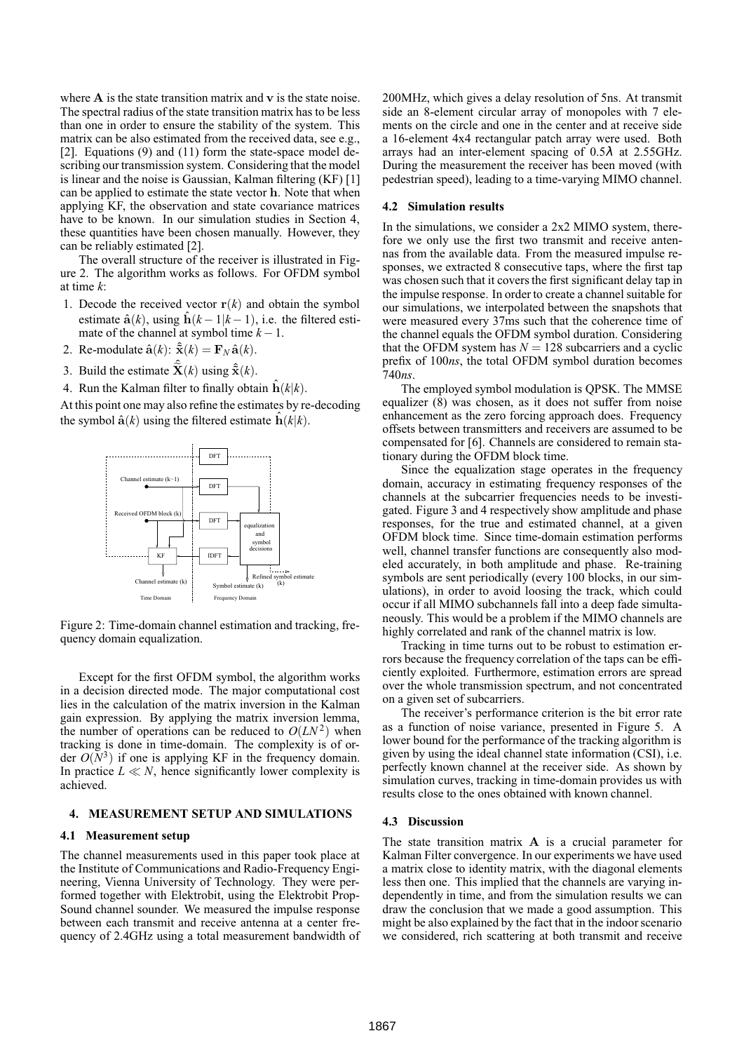where $\mathbf{A}$ is the state transition matrix and $\mathbf{v}$ is the state noise. The spectral radius of the state transition matrix has to be less than one in order to ensure the stability of the system. This matrix can be also estimated from the received data, see e.g., [2]. Equations (9) and (11) form the state-space model describing our transmission system. Considering that the model is linear and the noise is Gaussian, Kalman filtering (KF) [1] can be applied to estimate the state vector $\mathbf{h}$. Note that when applying KF, the observation and state covariance matrices have to be known. In our simulation studies in Section 4, these quantities have been chosen manually. However, they can be reliably estimated [2].

The overall structure of the receiver is illustrated in Figure 2. The algorithm works as follows. For OFDM symbol at time $k$:

1. Decode the received vector $\mathbf{r}(k)$ and obtain the symbol estimate $\hat{\mathbf{a}}(k)$, using $\hat{\mathbf{h}}(k-1|k-1)$, i.e. the filtered estimate of the channel at symbol time $k-1$.
2. Re-modulate $\hat{\mathbf{a}}(k)$: $\hat{\tilde{\mathbf{x}}}(k) = \mathbf{F}_N \hat{\mathbf{a}}(k)$.
3. Build the estimate $\hat{\tilde{\mathbf{X}}}(k)$ using $\hat{\tilde{\mathbf{x}}}(k)$.
4. Run the Kalman filter to finally obtain $\hat{\mathbf{h}}(k|k)$.

At this point one may also refine the estimates by re-decoding the symbol $\hat{\mathbf{a}}(k)$ using the filtered estimate $\hat{\mathbf{h}}(k|k)$.

DFT
Channel estimate (k−1)
DFT
Received OFDM block (k)
DFT
equalization and symbol decisions
KF
IDFT
Refined symbol estimate (k)
Channel estimate (k)
Symbol estimate (k)
Time Domain
Frequency Domain

Figure 2: Time-domain channel estimation and tracking, frequency domain equalization.

Except for the first OFDM symbol, the algorithm works in a decision directed mode. The major computational cost lies in the calculation of the matrix inversion in the Kalman gain expression. By applying the matrix inversion lemma, the number of operations can be reduced to $O(LN^2)$ when tracking is done in time-domain. The complexity is of order $O(N^3)$ if one is applying KF in the frequency domain. In practice $L \ll N$, hence significantly lower complexity is achieved.

## 4. MEASUREMENT SETUP AND SIMULATIONS

### 4.1 Measurement setup

The channel measurements used in this paper took place at the Institute of Communications and Radio-Frequency Engineering, Vienna University of Technology. They were performed together with Elektrobit, using the Elektrobit PropSound channel sounder. We measured the impulse response between each transmit and receive antenna at a center frequency of 2.4GHz using a total measurement bandwidth of 200MHz, which gives a delay resolution of 5ns. At transmit side an 8-element circular array of monopoles with 7 elements on the circle and one in the center and at receive side a 16-element 4x4 rectangular patch array were used. Both arrays had an inter-element spacing of $0.5\lambda$ at 2.55GHz. During the measurement the receiver has been moved (with pedestrian speed), leading to a time-varying MIMO channel.

### 4.2 Simulation results

In the simulations, we consider a 2x2 MIMO system, therefore we only use the first two transmit and receive antennas from the available data. From the measured impulse responses, we extracted 8 consecutive taps, where the first tap was chosen such that it covers the first significant delay tap in the impulse response. In order to create a channel suitable for our simulations, we interpolated between the snapshots that were measured every 37ms such that the coherence time of the channel equals the OFDM symbol duration. Considering that the OFDM system has $N = 128$ subcarriers and a cyclic prefix of 100*ns*, the total OFDM symbol duration becomes 740*ns*.

The employed symbol modulation is QPSK. The MMSE equalizer (8) was chosen, as it does not suffer from noise enhancement as the zero forcing approach does. Frequency offsets between transmitters and receivers are assumed to be compensated for [6]. Channels are considered to remain stationary during the OFDM block time.

Since the equalization stage operates in the frequency domain, accuracy in estimating frequency responses of the channels at the subcarrier frequencies needs to be investigated. Figure 3 and 4 respectively show amplitude and phase responses, for the true and estimated channel, at a given OFDM block time. Since time-domain estimation performs well, channel transfer functions are consequently also modeled accurately, in both amplitude and phase. Re-training symbols are sent periodically (every 100 blocks, in our simulations), in order to avoid loosing the track, which could occur if all MIMO subchannels fall into a deep fade simultaneously. This would be a problem if the MIMO channels are highly correlated and rank of the channel matrix is low.

Tracking in time turns out to be robust to estimation errors because the frequency correlation of the taps can be efficiently exploited. Furthermore, estimation errors are spread over the whole transmission spectrum, and not concentrated on a given set of subcarriers.

The receiver's performance criterion is the bit error rate as a function of noise variance, presented in Figure 5. A lower bound for the performance of the tracking algorithm is given by using the ideal channel state information (CSI), i.e. perfectly known channel at the receiver side. As shown by simulation curves, tracking in time-domain provides us with results close to the ones obtained with known channel.

### 4.3 Discussion

The state transition matrix $\mathbf{A}$ is a crucial parameter for Kalman Filter convergence. In our experiments we have used a matrix close to identity matrix, with the diagonal elements less then one. This implied that the channels are varying independently in time, and from the simulation results we can draw the conclusion that we made a good assumption. This might be also explained by the fact that in the indoor scenario we considered, rich scattering at both transmit and receive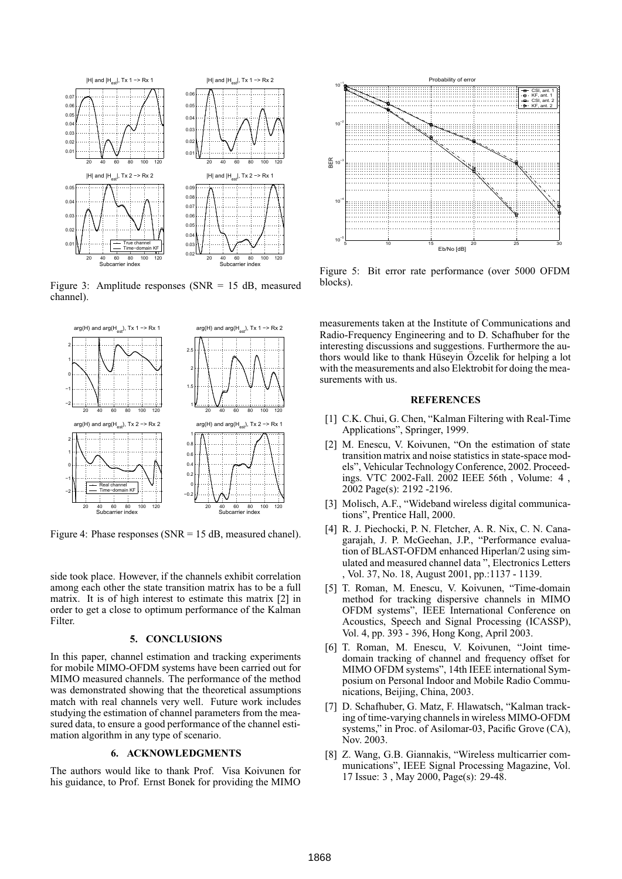|H| and |H$_{est}$|, Tx 1 −> Rx 1

|H| and |H$_{est}$|, Tx 1 −> Rx 2

|H| and |H$_{est}$|, Tx 2 −> Rx 2

|H| and |H$_{est}$|, Tx 2 −> Rx 1

True channel
Time−domain KF

Subcarrier index

Figure 3: Amplitude responses (SNR = 15 dB, measured channel).

arg(H) and arg(H$_{est}$), Tx 1 −> Rx 1

arg(H) and arg(H$_{est}$), Tx 1 −> Rx 2

arg(H) and arg(H$_{est}$), Tx 2 −> Rx 2

arg(H) and arg(H$_{est}$), Tx 2 −> Rx 1

Real channel
Time−domain KF

Subcarrier index

Figure 4: Phase responses (SNR = 15 dB, measured chanel).

side took place. However, if the channels exhibit correlation among each other the state transition matrix has to be a full matrix. It is of high interest to estimate this matrix [2] in order to get a close to optimum performance of the Kalman Filter.

## 5. CONCLUSIONS

In this paper, channel estimation and tracking experiments for mobile MIMO-OFDM systems have been carried out for MIMO measured channels. The performance of the method was demonstrated showing that the theoretical assumptions match with real channels very well. Future work includes studying the estimation of channel parameters from the measured data, to ensure a good performance of the channel estimation algorithm in any type of scenario.

## 6. ACKNOWLEDGMENTS

The authors would like to thank Prof. Visa Koivunen for his guidance, to Prof. Ernst Bonek for providing the MIMO measurements taken at the Institute of Communications and Radio-Frequency Engineering and to D. Schafhuber for the interesting discussions and suggestions. Furthermore the authors would like to thank Hüseyin Özcelik for helping a lot with the measurements and also Elektrobit for doing the measurements with us.

Probability of error

CSI, ant. 1
KF, ant. 1
CSI, ant. 2
KF, ant. 2

BER

Eb/No [dB]

Figure 5: Bit error rate performance (over 5000 OFDM blocks).

## REFERENCES

[1] C.K. Chui, G. Chen, "Kalman Filtering with Real-Time Applications", Springer, 1999.

[2] M. Enescu, V. Koivunen, "On the estimation of state transition matrix and noise statistics in state-space models", Vehicular Technology Conference, 2002. Proceedings. VTC 2002-Fall. 2002 IEEE 56th , Volume: 4 , 2002 Page(s): 2192 -2196.

[3] Molisch, A.F., "Wideband wireless digital communications", Prentice Hall, 2000.

[4] R. J. Piechocki, P. N. Fletcher, A. R. Nix, C. N. Canagarajah, J. P. McGeehan, J.P., "Performance evaluation of BLAST-OFDM enhanced Hiperlan/2 using simulated and measured channel data ", Electronics Letters , Vol. 37, No. 18, August 2001, pp.:1137 - 1139.

[5] T. Roman, M. Enescu, V. Koivunen, "Time-domain method for tracking dispersive channels in MIMO OFDM systems", IEEE International Conference on Acoustics, Speech and Signal Processing (ICASSP), Vol. 4, pp. 393 - 396, Hong Kong, April 2003.

[6] T. Roman, M. Enescu, V. Koivunen, "Joint time-domain tracking of channel and frequency offset for MIMO OFDM systems", 14th IEEE international Symposium on Personal Indoor and Mobile Radio Communications, Beijing, China, 2003.

[7] D. Schafhuber, G. Matz, F. Hlawatsch, "Kalman tracking of time-varying channels in wireless MIMO-OFDM systems," in Proc. of Asilomar-03, Pacific Grove (CA), Nov. 2003.

[8] Z. Wang, G.B. Giannakis, "Wireless multicarrier communications", IEEE Signal Processing Magazine, Vol. 17 Issue: 3 , May 2000, Page(s): 29-48.